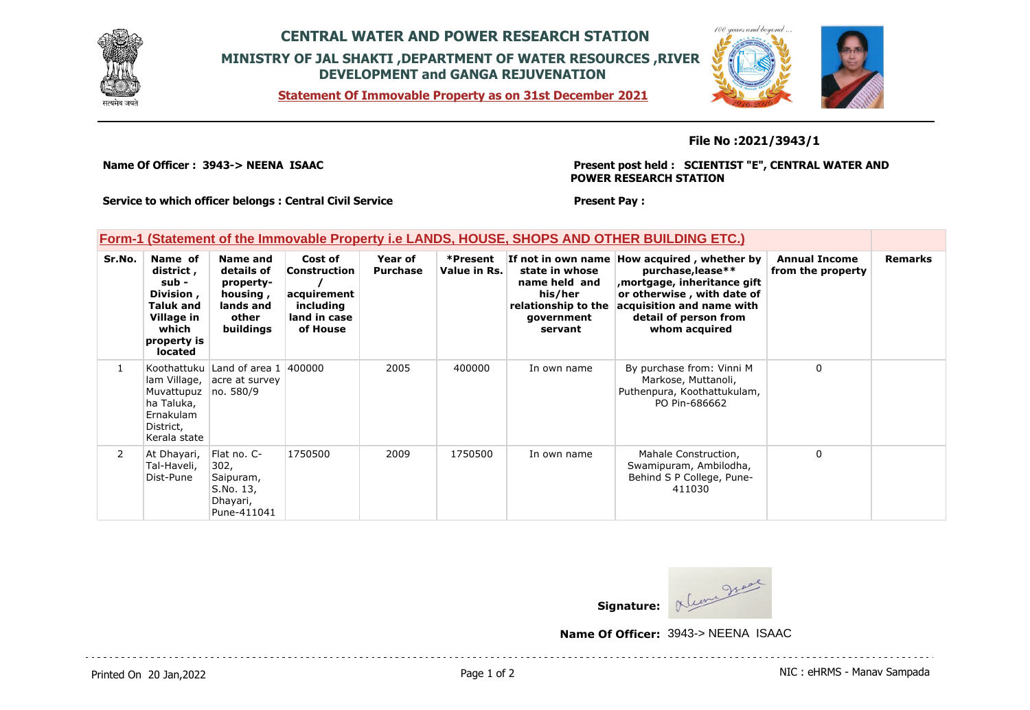# CENTRAL WATER AND POWER RESEARCH STATION

## MINISTRY OF JAL SHAKTI ,DEPARTMENT OF WATER RESOURCES ,RIVER DEVELOPMENT and GANGA REJUVENATION

**Statement Of Immovable Property as on 31st December 2021**

**File No :2021/3943/1**

**Name Of Officer : 3943-> NEENA ISAAC**

**Present post held : SCIENTIST "E", CENTRAL WATER AND POWER RESEARCH STATION**

**Service to which officer belongs : Central Civil Service**

**Present Pay :**

### Form-1 (Statement of the Immovable Property i.e LANDS, HOUSE, SHOPS AND OTHER BUILDING ETC.)

| Sr.No. | Name of district , sub - Division , Taluk and Village in which property is located | Name and details of property-housing , lands and other buildings | Cost of Construction / acquirement including land in case of House | Year of Purchase | *Present Value in Rs. | If not in own name state in whose name held and his/her relationship to the government servant | How acquired , whether by purchase,lease** ,mortgage, inheritance gift or otherwise , with date of acquisition and name with detail of person from whom acquired | Annual Income from the property | Remarks |
|---|---|---|---|---|---|---|---|---|---|
| 1 | Koothattukulam Village, Muvattupuzha Taluka, Ernakulam District, Kerala state | Land of area 1 acre at survey no. 580/9 | 400000 | 2005 | 400000 | In own name | By purchase from: Vinni M Markose, Muttanoli, Puthenpura, Koothattukulam, PO Pin-686662 | 0 | |
| 2 | At Dhayari, Tal-Haveli, Dist-Pune | Flat no. C-302, Saipuram, S.No. 13, Dhayari, Pune-411041 | 1750500 | 2009 | 1750500 | In own name | Mahale Construction, Swamipuram, Ambilodha, Behind S P College, Pune-411030 | 0 | |

**Signature:**

**Name Of Officer:** 3943-> NEENA ISAAC

Printed On 20 Jan,2022

NIC : eHRMS - Manav Sampada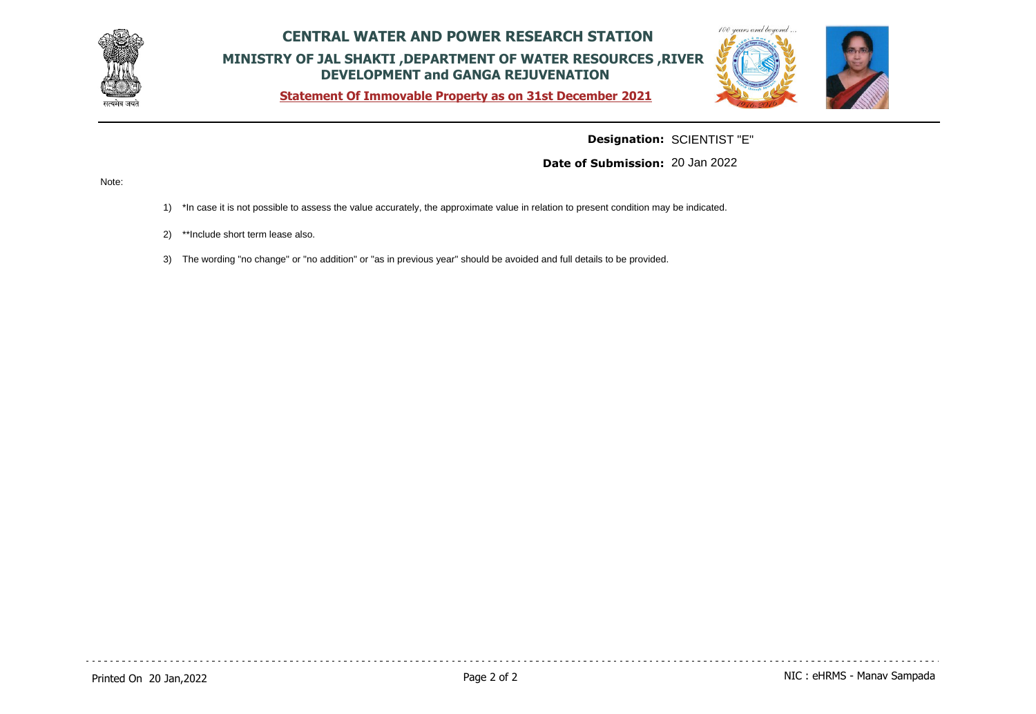# CENTRAL WATER AND POWER RESEARCH STATION

## MINISTRY OF JAL SHAKTI ,DEPARTMENT OF WATER RESOURCES ,RIVER DEVELOPMENT and GANGA REJUVENATION

**Statement Of Immovable Property as on 31st December 2021**

**Designation:** SCIENTIST "E"

**Date of Submission:** 20 Jan 2022

Note:

1) *In case it is not possible to assess the value accurately, the approximate value in relation to present condition may be indicated.
2) **Include short term lease also.
3) The wording "no change" or "no addition" or "as in previous year" should be avoided and full details to be provided.